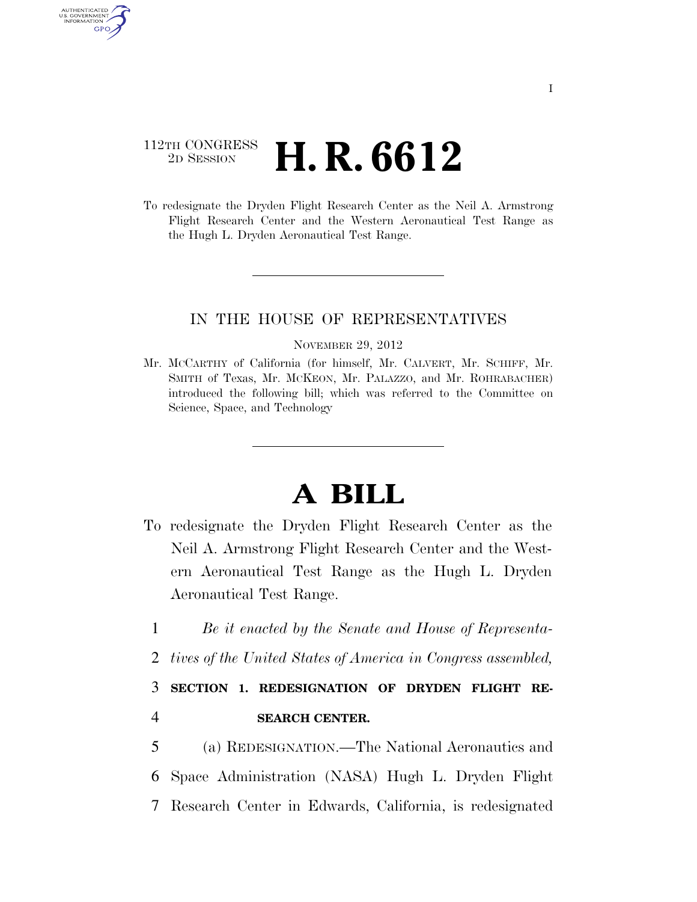112TH CONGRESS
2D SESSION

# H. R. 6612

To redesignate the Dryden Flight Research Center as the Neil A. Armstrong Flight Research Center and the Western Aeronautical Test Range as the Hugh L. Dryden Aeronautical Test Range.

IN THE HOUSE OF REPRESENTATIVES

NOVEMBER 29, 2012

Mr. MCCARTHY of California (for himself, Mr. CALVERT, Mr. SCHIFF, Mr. SMITH of Texas, Mr. MCKEON, Mr. PALAZZO, and Mr. ROHRABACHER) introduced the following bill; which was referred to the Committee on Science, Space, and Technology

# A BILL

To redesignate the Dryden Flight Research Center as the Neil A. Armstrong Flight Research Center and the Western Aeronautical Test Range as the Hugh L. Dryden Aeronautical Test Range.

1 *Be it enacted by the Senate and House of Representa-*
2 *tives of the United States of America in Congress assembled,*

3 **SECTION 1. REDESIGNATION OF DRYDEN FLIGHT RE-**
4 **SEARCH CENTER.**

5 (a) REDESIGNATION.—The National Aeronautics and
6 Space Administration (NASA) Hugh L. Dryden Flight
7 Research Center in Edwards, California, is redesignated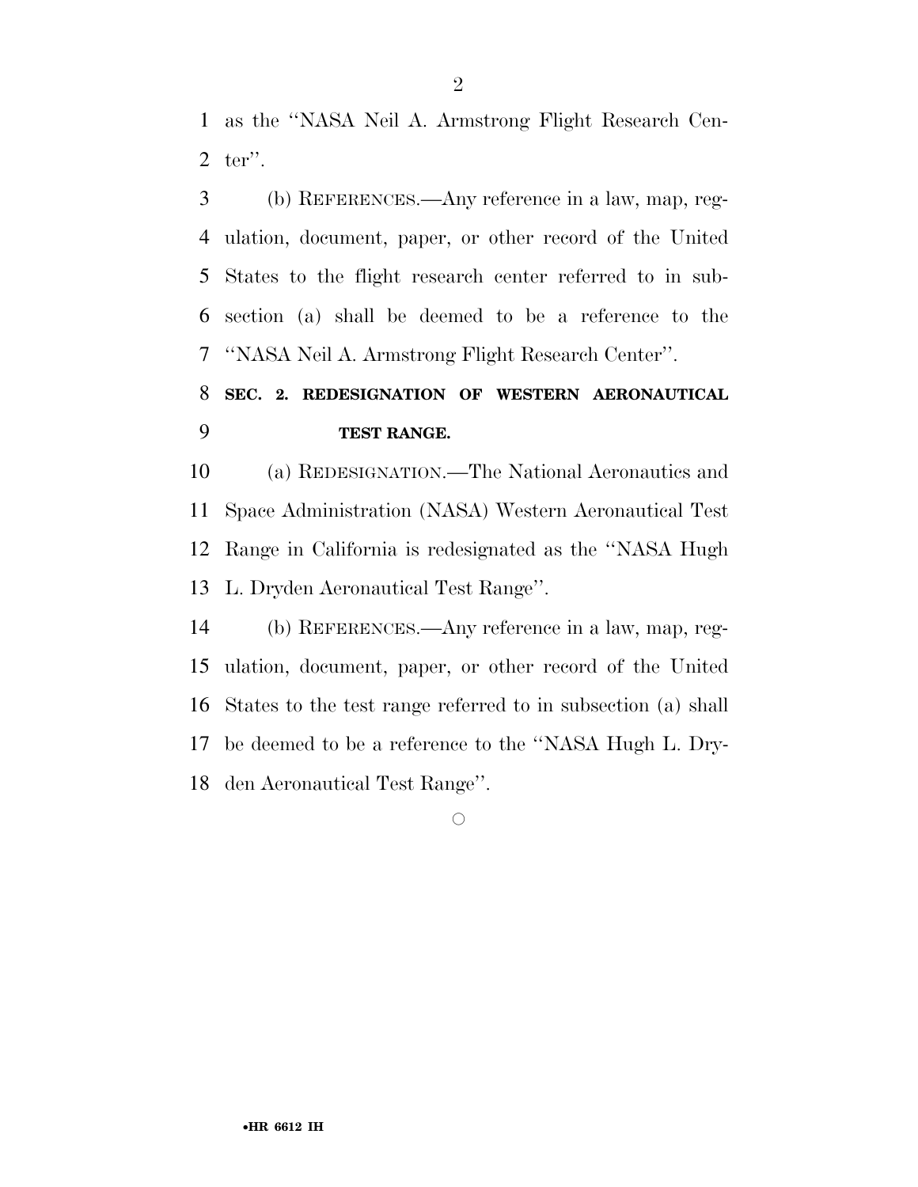as the "NASA Neil A. Armstrong Flight Research Center".

(b) REFERENCES.—Any reference in a law, map, regulation, document, paper, or other record of the United States to the flight research center referred to in subsection (a) shall be deemed to be a reference to the "NASA Neil A. Armstrong Flight Research Center".

## SEC. 2. REDESIGNATION OF WESTERN AERONAUTICAL TEST RANGE.

(a) REDESIGNATION.—The National Aeronautics and Space Administration (NASA) Western Aeronautical Test Range in California is redesignated as the "NASA Hugh L. Dryden Aeronautical Test Range".

(b) REFERENCES.—Any reference in a law, map, regulation, document, paper, or other record of the United States to the test range referred to in subsection (a) shall be deemed to be a reference to the "NASA Hugh L. Dryden Aeronautical Test Range".

○